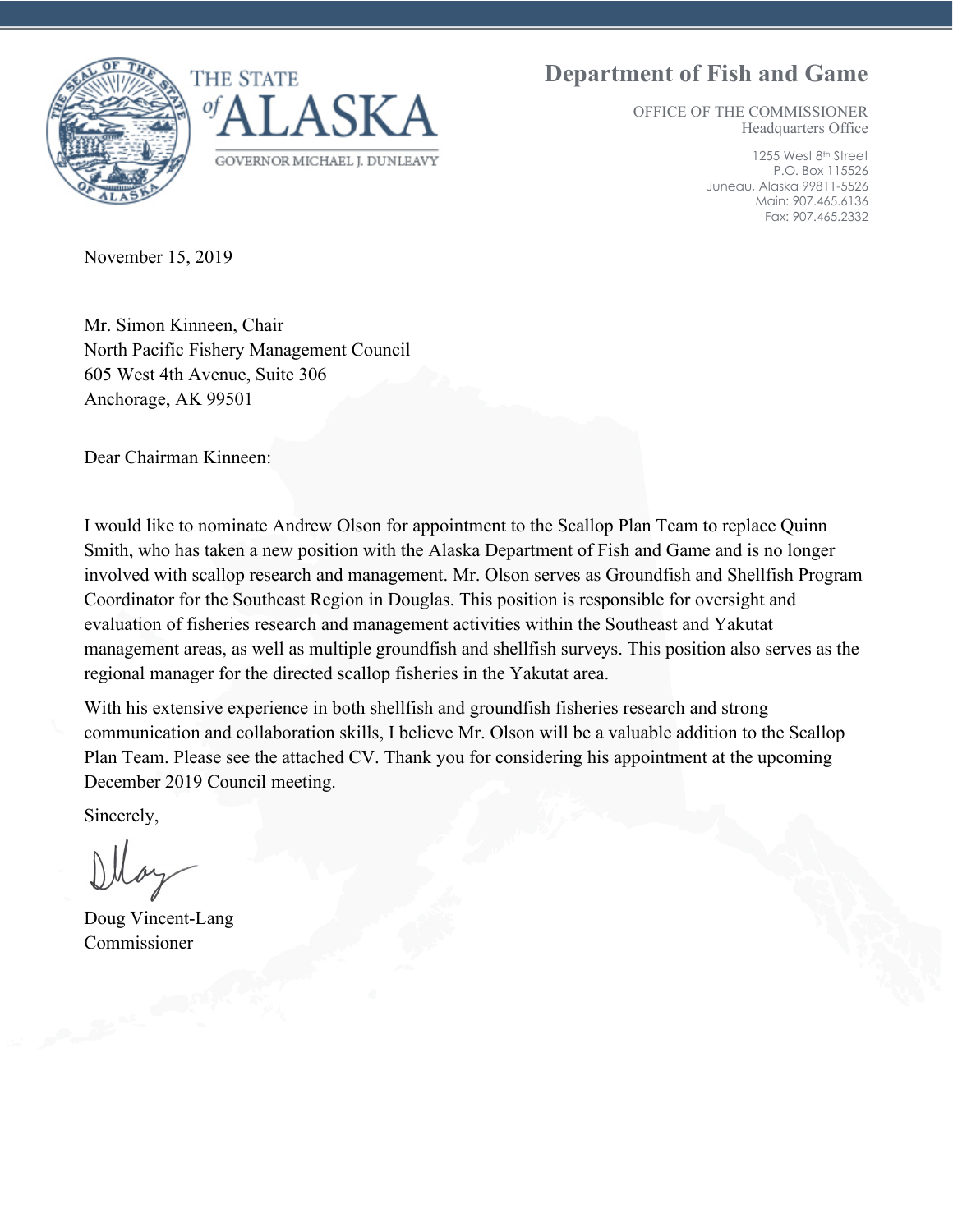THE STATE of ALASKA

GOVERNOR MICHAEL J. DUNLEAVY

**Department of Fish and Game**

OFFICE OF THE COMMISSIONER
Headquarters Office

1255 West 8th Street
P.O. Box 115526
Juneau, Alaska 99811-5526
Main: 907.465.6136
Fax: 907.465.2332

November 15, 2019

Mr. Simon Kinneen, Chair
North Pacific Fishery Management Council
605 West 4th Avenue, Suite 306
Anchorage, AK 99501

Dear Chairman Kinneen:

I would like to nominate Andrew Olson for appointment to the Scallop Plan Team to replace Quinn Smith, who has taken a new position with the Alaska Department of Fish and Game and is no longer involved with scallop research and management. Mr. Olson serves as Groundfish and Shellfish Program Coordinator for the Southeast Region in Douglas. This position is responsible for oversight and evaluation of fisheries research and management activities within the Southeast and Yakutat management areas, as well as multiple groundfish and shellfish surveys. This position also serves as the regional manager for the directed scallop fisheries in the Yakutat area.

With his extensive experience in both shellfish and groundfish fisheries research and strong communication and collaboration skills, I believe Mr. Olson will be a valuable addition to the Scallop Plan Team. Please see the attached CV. Thank you for considering his appointment at the upcoming December 2019 Council meeting.

Sincerely,

Doug Vincent-Lang
Commissioner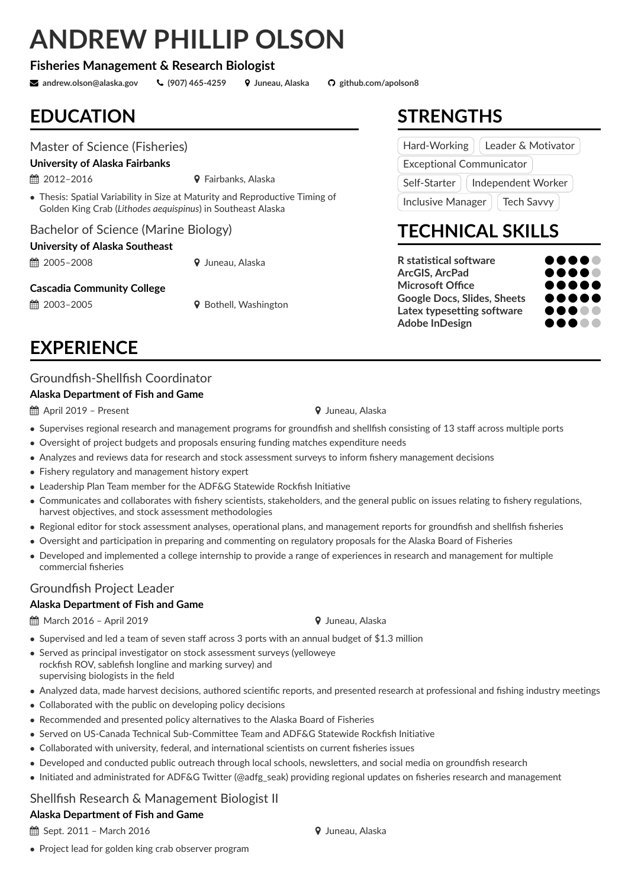# ANDREW PHILLIP OLSON

**Fisheries Management & Research Biologist**

andrew.olson@alaska.gov | (907) 465-4259 | Juneau, Alaska | github.com/apolson8

## EDUCATION

### Master of Science (Fisheries)

**University of Alaska Fairbanks**

2012–2016 | Fairbanks, Alaska

- Thesis: Spatial Variability in Size at Maturity and Reproductive Timing of Golden King Crab (*Lithodes aequispinus*) in Southeast Alaska

### Bachelor of Science (Marine Biology)

**University of Alaska Southeast**

2005–2008 | Juneau, Alaska

**Cascadia Community College**

2003–2005 | Bothell, Washington

## STRENGTHS

Hard-Working | Leader & Motivator | Exceptional Communicator | Self-Starter | Independent Worker | Inclusive Manager | Tech Savvy

## TECHNICAL SKILLS

| Skill | Rating |
| --- | --- |
| R statistical software | ●●●●○ |
| ArcGIS, ArcPad | ●●●●○ |
| Microsoft Office | ●●●●● |
| Google Docs, Slides, Sheets | ●●●●● |
| Latex typesetting software | ●●●○○ |
| Adobe InDesign | ●●●○○ |

## EXPERIENCE

### Groundfish-Shellfish Coordinator

**Alaska Department of Fish and Game**

April 2019 – Present | Juneau, Alaska

- Supervises regional research and management programs for groundfish and shellfish consisting of 13 staff across multiple ports
- Oversight of project budgets and proposals ensuring funding matches expenditure needs
- Analyzes and reviews data for research and stock assessment surveys to inform fishery management decisions
- Fishery regulatory and management history expert
- Leadership Plan Team member for the ADF&G Statewide Rockfish Initiative
- Communicates and collaborates with fishery scientists, stakeholders, and the general public on issues relating to fishery regulations, harvest objectives, and stock assessment methodologies
- Regional editor for stock assessment analyses, operational plans, and management reports for groundfish and shellfish fisheries
- Oversight and participation in preparing and commenting on regulatory proposals for the Alaska Board of Fisheries
- Developed and implemented a college internship to provide a range of experiences in research and management for multiple commercial fisheries

### Groundfish Project Leader

**Alaska Department of Fish and Game**

March 2016 – April 2019 | Juneau, Alaska

- Supervised and led a team of seven staff across 3 ports with an annual budget of $1.3 million
- Served as principal investigator on stock assessment surveys (yelloweye rockfish ROV, sablefish longline and marking survey) and supervising biologists in the field
- Analyzed data, made harvest decisions, authored scientific reports, and presented research at professional and fishing industry meetings
- Collaborated with the public on developing policy decisions
- Recommended and presented policy alternatives to the Alaska Board of Fisheries
- Served on US-Canada Technical Sub-Committee Team and ADF&G Statewide Rockfish Initiative
- Collaborated with university, federal, and international scientists on current fisheries issues
- Developed and conducted public outreach through local schools, newsletters, and social media on groundfish research
- Initiated and administrated for ADF&G Twitter (@adfg_seak) providing regional updates on fisheries research and management

### Shellfish Research & Management Biologist II

**Alaska Department of Fish and Game**

Sept. 2011 – March 2016 | Juneau, Alaska

- Project lead for golden king crab observer program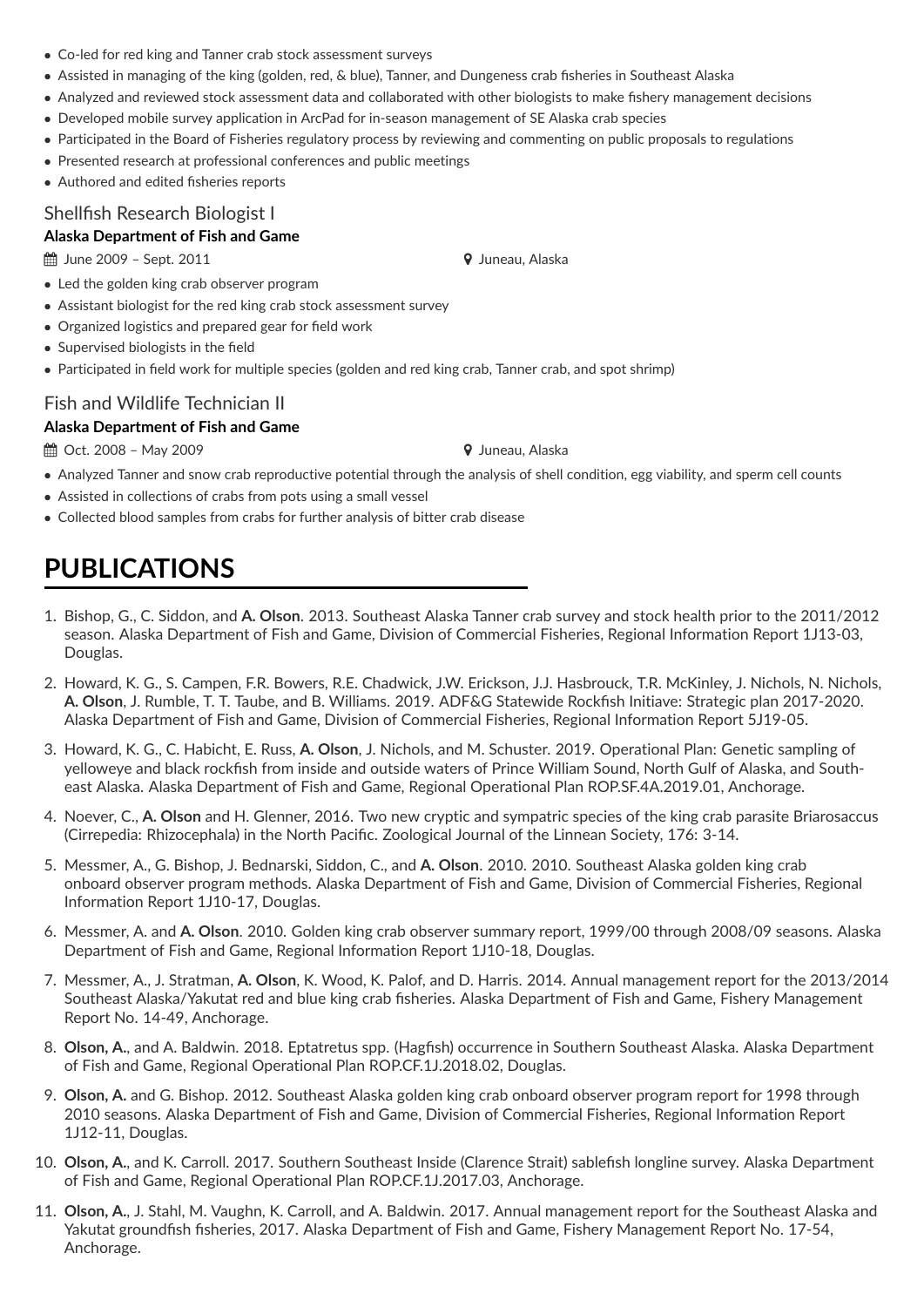- Co-led for red king and Tanner crab stock assessment surveys
- Assisted in managing of the king (golden, red, & blue), Tanner, and Dungeness crab fisheries in Southeast Alaska
- Analyzed and reviewed stock assessment data and collaborated with other biologists to make fishery management decisions
- Developed mobile survey application in ArcPad for in-season management of SE Alaska crab species
- Participated in the Board of Fisheries regulatory process by reviewing and commenting on public proposals to regulations
- Presented research at professional conferences and public meetings
- Authored and edited fisheries reports

### Shellfish Research Biologist I

**Alaska Department of Fish and Game**

June 2009 – Sept. 2011 Juneau, Alaska

- Led the golden king crab observer program
- Assistant biologist for the red king crab stock assessment survey
- Organized logistics and prepared gear for field work
- Supervised biologists in the field
- Participated in field work for multiple species (golden and red king crab, Tanner crab, and spot shrimp)

### Fish and Wildlife Technician II

**Alaska Department of Fish and Game**

Oct. 2008 – May 2009 Juneau, Alaska

- Analyzed Tanner and snow crab reproductive potential through the analysis of shell condition, egg viability, and sperm cell counts
- Assisted in collections of crabs from pots using a small vessel
- Collected blood samples from crabs for further analysis of bitter crab disease

## PUBLICATIONS

1. Bishop, G., C. Siddon, and **A. Olson**. 2013. Southeast Alaska Tanner crab survey and stock health prior to the 2011/2012 season. Alaska Department of Fish and Game, Division of Commercial Fisheries, Regional Information Report 1J13-03, Douglas.
2. Howard, K. G., S. Campen, F.R. Bowers, R.E. Chadwick, J.W. Erickson, J.J. Hasbrouck, T.R. McKinley, J. Nichols, N. Nichols, **A. Olson**, J. Rumble, T. T. Taube, and B. Williams. 2019. ADF&G Statewide Rockfish Initiave: Strategic plan 2017-2020. Alaska Department of Fish and Game, Division of Commercial Fisheries, Regional Information Report 5J19-05.
3. Howard, K. G., C. Habicht, E. Russ, **A. Olson**, J. Nichols, and M. Schuster. 2019. Operational Plan: Genetic sampling of yelloweye and black rockfish from inside and outside waters of Prince William Sound, North Gulf of Alaska, and Southeast Alaska. Alaska Department of Fish and Game, Regional Operational Plan ROP.SF.4A.2019.01, Anchorage.
4. Noever, C., **A. Olson** and H. Glenner, 2016. Two new cryptic and sympatric species of the king crab parasite Briarosaccus (Cirrepedia: Rhizocephala) in the North Pacific. Zoological Journal of the Linnean Society, 176: 3-14.
5. Messmer, A., G. Bishop, J. Bednarski, Siddon, C., and **A. Olson**. 2010. 2010. Southeast Alaska golden king crab onboard observer program methods. Alaska Department of Fish and Game, Division of Commercial Fisheries, Regional Information Report 1J10-17, Douglas.
6. Messmer, A. and **A. Olson**. 2010. Golden king crab observer summary report, 1999/00 through 2008/09 seasons. Alaska Department of Fish and Game, Regional Information Report 1J10-18, Douglas.
7. Messmer, A., J. Stratman, **A. Olson**, K. Wood, K. Palof, and D. Harris. 2014. Annual management report for the 2013/2014 Southeast Alaska/Yakutat red and blue king crab fisheries. Alaska Department of Fish and Game, Fishery Management Report No. 14-49, Anchorage.
8. **Olson, A.**, and A. Baldwin. 2018. Eptatretus spp. (Hagfish) occurrence in Southern Southeast Alaska. Alaska Department of Fish and Game, Regional Operational Plan ROP.CF.1J.2018.02, Douglas.
9. **Olson, A.** and G. Bishop. 2012. Southeast Alaska golden king crab onboard observer program report for 1998 through 2010 seasons. Alaska Department of Fish and Game, Division of Commercial Fisheries, Regional Information Report 1J12-11, Douglas.
10. **Olson, A.**, and K. Carroll. 2017. Southern Southeast Inside (Clarence Strait) sablefish longline survey. Alaska Department of Fish and Game, Regional Operational Plan ROP.CF.1J.2017.03, Anchorage.
11. **Olson, A.**, J. Stahl, M. Vaughn, K. Carroll, and A. Baldwin. 2017. Annual management report for the Southeast Alaska and Yakutat groundfish fisheries, 2017. Alaska Department of Fish and Game, Fishery Management Report No. 17-54, Anchorage.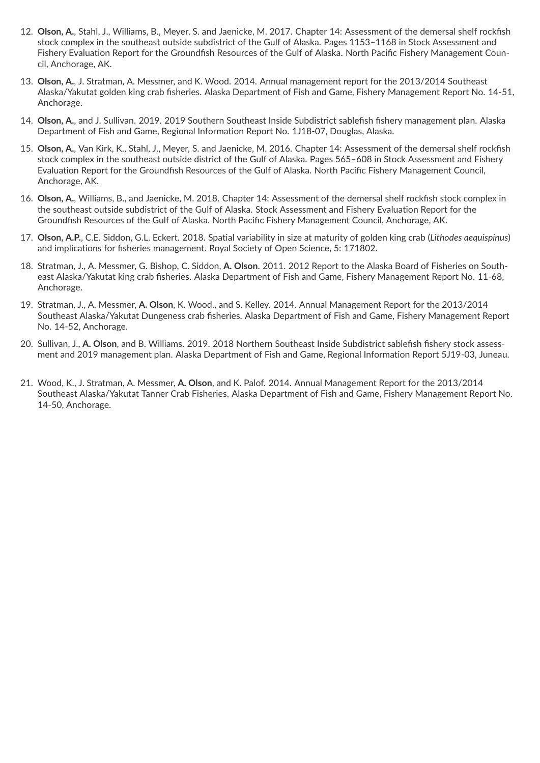12. **Olson, A.**, Stahl, J., Williams, B., Meyer, S. and Jaenicke, M. 2017. Chapter 14: Assessment of the demersal shelf rockfish stock complex in the southeast outside subdistrict of the Gulf of Alaska. Pages 1153–1168 in Stock Assessment and Fishery Evaluation Report for the Groundfish Resources of the Gulf of Alaska. North Pacific Fishery Management Council, Anchorage, AK.

13. **Olson, A.**, J. Stratman, A. Messmer, and K. Wood. 2014. Annual management report for the 2013/2014 Southeast Alaska/Yakutat golden king crab fisheries. Alaska Department of Fish and Game, Fishery Management Report No. 14-51, Anchorage.

14. **Olson, A.**, and J. Sullivan. 2019. 2019 Southern Southeast Inside Subdistrict sablefish fishery management plan. Alaska Department of Fish and Game, Regional Information Report No. 1J18-07, Douglas, Alaska.

15. **Olson, A.**, Van Kirk, K., Stahl, J., Meyer, S. and Jaenicke, M. 2016. Chapter 14: Assessment of the demersal shelf rockfish stock complex in the southeast outside district of the Gulf of Alaska. Pages 565–608 in Stock Assessment and Fishery Evaluation Report for the Groundfish Resources of the Gulf of Alaska. North Pacific Fishery Management Council, Anchorage, AK.

16. **Olson, A.**, Williams, B., and Jaenicke, M. 2018. Chapter 14: Assessment of the demersal shelf rockfish stock complex in the southeast outside subdistrict of the Gulf of Alaska. Stock Assessment and Fishery Evaluation Report for the Groundfish Resources of the Gulf of Alaska. North Pacific Fishery Management Council, Anchorage, AK.

17. **Olson, A.P.**, C.E. Siddon, G.L. Eckert. 2018. Spatial variability in size at maturity of golden king crab (*Lithodes aequispinus*) and implications for fisheries management. Royal Society of Open Science, 5: 171802.

18. Stratman, J., A. Messmer, G. Bishop, C. Siddon, **A. Olson**. 2011. 2012 Report to the Alaska Board of Fisheries on Southeast Alaska/Yakutat king crab fisheries. Alaska Department of Fish and Game, Fishery Management Report No. 11-68, Anchorage.

19. Stratman, J., A. Messmer, **A. Olson**, K. Wood., and S. Kelley. 2014. Annual Management Report for the 2013/2014 Southeast Alaska/Yakutat Dungeness crab fisheries. Alaska Department of Fish and Game, Fishery Management Report No. 14-52, Anchorage.

20. Sullivan, J., **A. Olson**, and B. Williams. 2019. 2018 Northern Southeast Inside Subdistrict sablefish fishery stock assessment and 2019 management plan. Alaska Department of Fish and Game, Regional Information Report 5J19-03, Juneau.

21. Wood, K., J. Stratman, A. Messmer, **A. Olson**, and K. Palof. 2014. Annual Management Report for the 2013/2014 Southeast Alaska/Yakutat Tanner Crab Fisheries. Alaska Department of Fish and Game, Fishery Management Report No. 14-50, Anchorage.